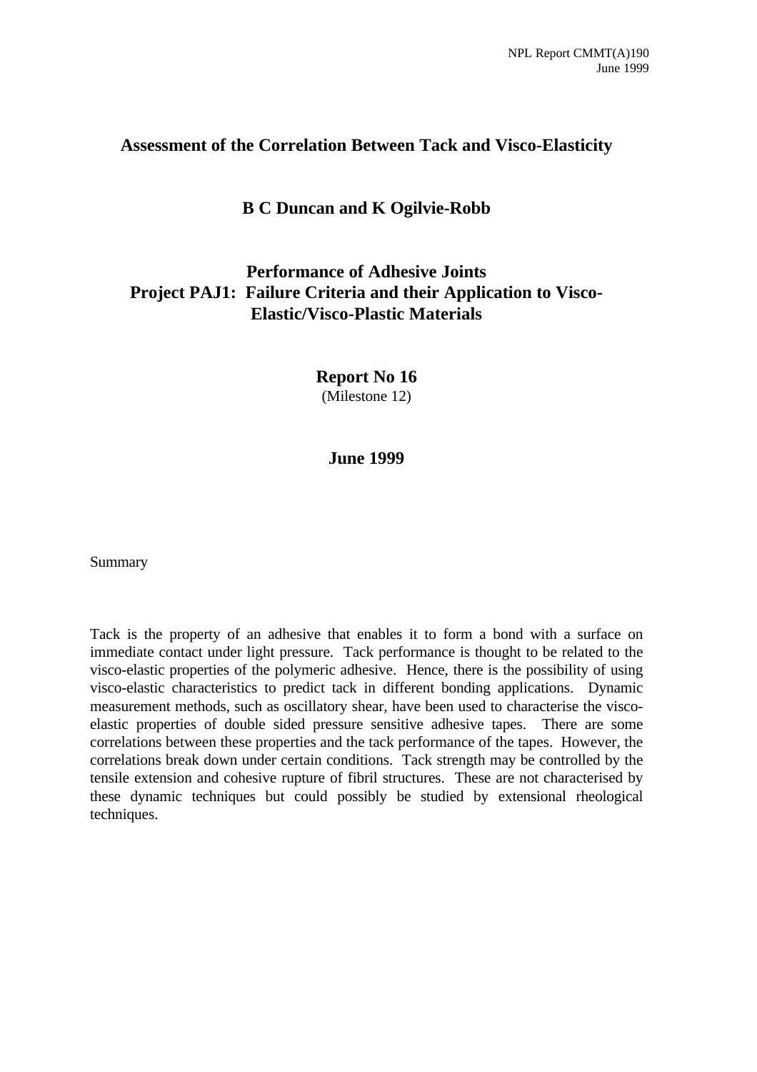NPL Report CMMT(A)190
June 1999

# Assessment of the Correlation Between Tack and Visco-Elasticity

**B C Duncan and K Ogilvie-Robb**

**Performance of Adhesive Joints**
**Project PAJ1: Failure Criteria and their Application to Visco-Elastic/Visco-Plastic Materials**

**Report No 16**
(Milestone 12)

**June 1999**

Summary

Tack is the property of an adhesive that enables it to form a bond with a surface on immediate contact under light pressure. Tack performance is thought to be related to the visco-elastic properties of the polymeric adhesive. Hence, there is the possibility of using visco-elastic characteristics to predict tack in different bonding applications. Dynamic measurement methods, such as oscillatory shear, have been used to characterise the visco-elastic properties of double sided pressure sensitive adhesive tapes. There are some correlations between these properties and the tack performance of the tapes. However, the correlations break down under certain conditions. Tack strength may be controlled by the tensile extension and cohesive rupture of fibril structures. These are not characterised by these dynamic techniques but could possibly be studied by extensional rheological techniques.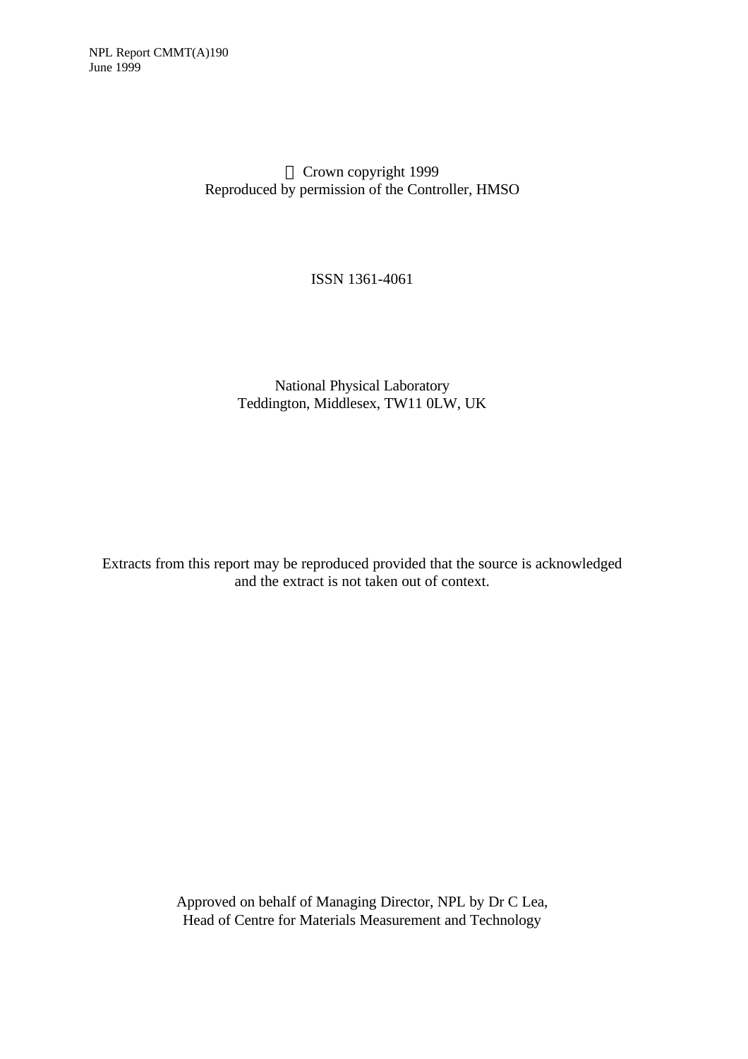NPL Report CMMT(A)190
June 1999

© Crown copyright 1999
Reproduced by permission of the Controller, HMSO

ISSN 1361-4061

National Physical Laboratory
Teddington, Middlesex, TW11 0LW, UK

Extracts from this report may be reproduced provided that the source is acknowledged and the extract is not taken out of context.

Approved on behalf of Managing Director, NPL by Dr C Lea,
Head of Centre for Materials Measurement and Technology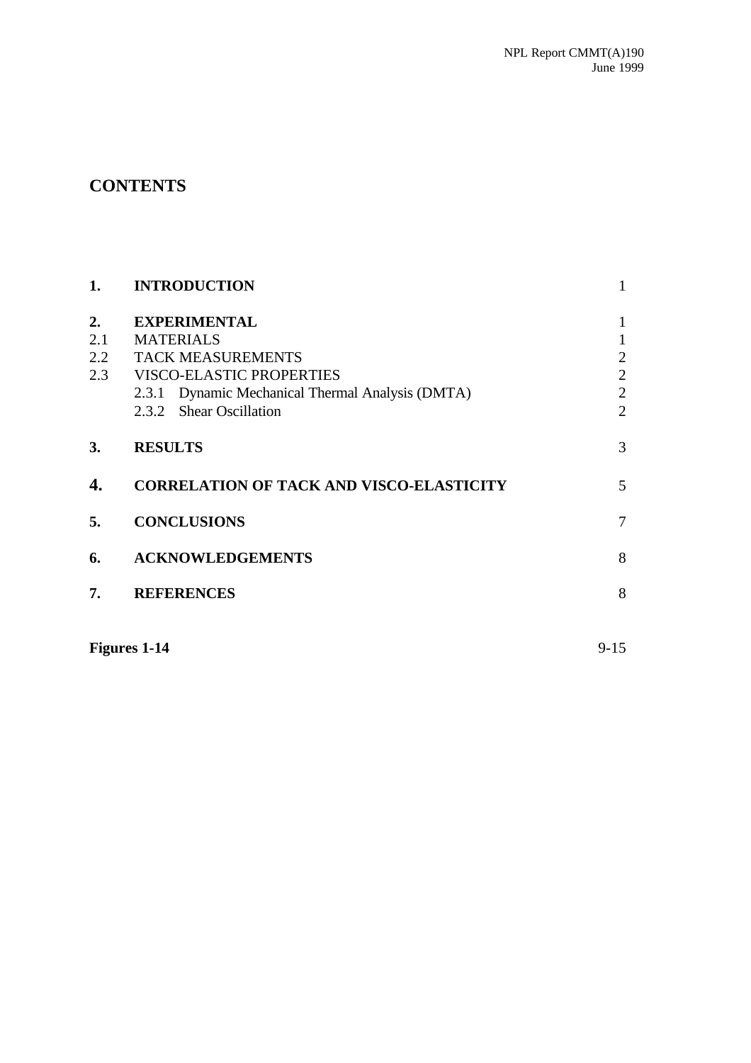## CONTENTS

| | | |
|---|---|---|
| **1.** | **INTRODUCTION** | 1 |
| **2.** | **EXPERIMENTAL** | 1 |
| 2.1 | MATERIALS | 1 |
| 2.2 | TACK MEASUREMENTS | 2 |
| 2.3 | VISCO-ELASTIC PROPERTIES | 2 |
| | 2.3.1 Dynamic Mechanical Thermal Analysis (DMTA) | 2 |
| | 2.3.2 Shear Oscillation | 2 |
| **3.** | **RESULTS** | 3 |
| **4.** | **CORRELATION OF TACK AND VISCO-ELASTICITY** | 5 |
| **5.** | **CONCLUSIONS** | 7 |
| **6.** | **ACKNOWLEDGEMENTS** | 8 |
| **7.** | **REFERENCES** | 8 |
| **Figures 1-14** | | 9-15 |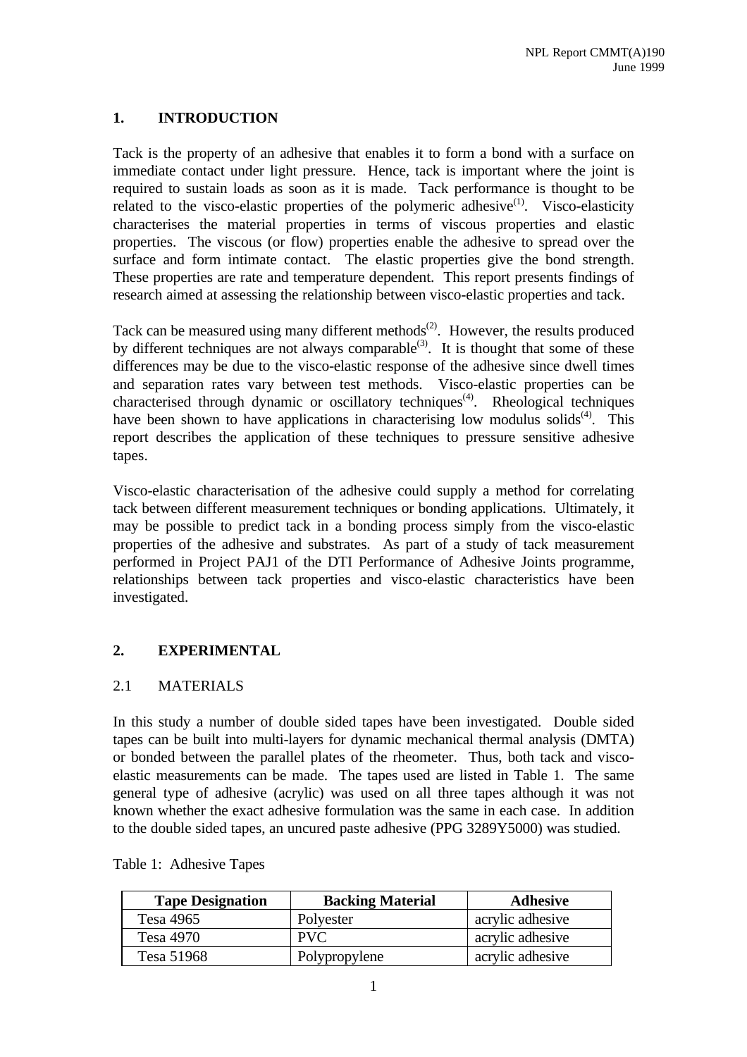## 1. INTRODUCTION

Tack is the property of an adhesive that enables it to form a bond with a surface on immediate contact under light pressure. Hence, tack is important where the joint is required to sustain loads as soon as it is made. Tack performance is thought to be related to the visco-elastic properties of the polymeric adhesive[1]. Visco-elasticity characterises the material properties in terms of viscous properties and elastic properties. The viscous (or flow) properties enable the adhesive to spread over the surface and form intimate contact. The elastic properties give the bond strength. These properties are rate and temperature dependent. This report presents findings of research aimed at assessing the relationship between visco-elastic properties and tack.

Tack can be measured using many different methods[2]. However, the results produced by different techniques are not always comparable[3]. It is thought that some of these differences may be due to the visco-elastic response of the adhesive since dwell times and separation rates vary between test methods. Visco-elastic properties can be characterised through dynamic or oscillatory techniques[4]. Rheological techniques have been shown to have applications in characterising low modulus solids[4]. This report describes the application of these techniques to pressure sensitive adhesive tapes.

Visco-elastic characterisation of the adhesive could supply a method for correlating tack between different measurement techniques or bonding applications. Ultimately, it may be possible to predict tack in a bonding process simply from the visco-elastic properties of the adhesive and substrates. As part of a study of tack measurement performed in Project PAJ1 of the DTI Performance of Adhesive Joints programme, relationships between tack properties and visco-elastic characteristics have been investigated.

## 2. EXPERIMENTAL

### 2.1 MATERIALS

In this study a number of double sided tapes have been investigated. Double sided tapes can be built into multi-layers for dynamic mechanical thermal analysis (DMTA) or bonded between the parallel plates of the rheometer. Thus, both tack and visco-elastic measurements can be made. The tapes used are listed in Table 1. The same general type of adhesive (acrylic) was used on all three tapes although it was not known whether the exact adhesive formulation was the same in each case. In addition to the double sided tapes, an uncured paste adhesive (PPG 3289Y5000) was studied.

Table 1: Adhesive Tapes

| Tape Designation | Backing Material | Adhesive |
|---|---|---|
| Tesa 4965 | Polyester | acrylic adhesive |
| Tesa 4970 | PVC | acrylic adhesive |
| Tesa 51968 | Polypropylene | acrylic adhesive |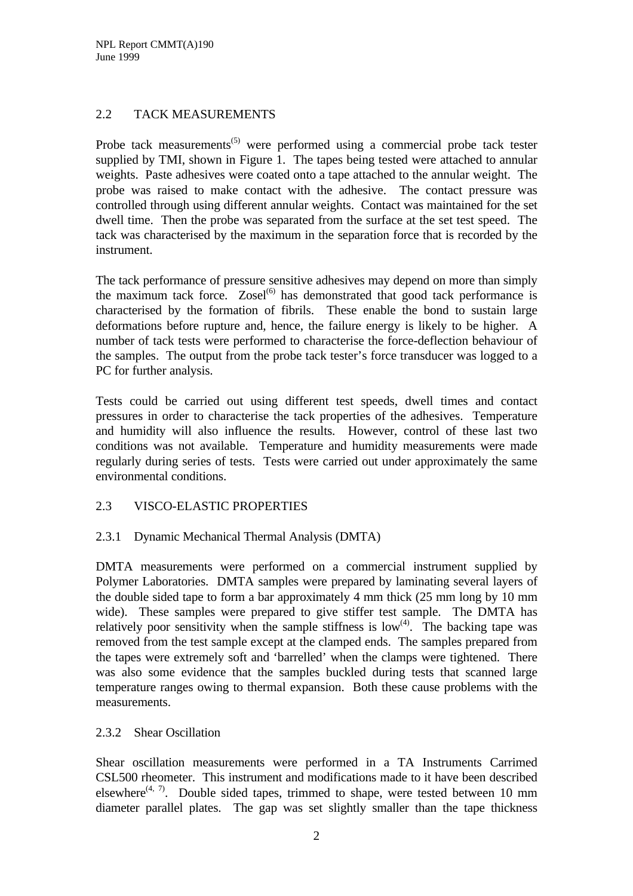## 2.2 TACK MEASUREMENTS

Probe tack measurements[5] were performed using a commercial probe tack tester supplied by TMI, shown in Figure 1. The tapes being tested were attached to annular weights. Paste adhesives were coated onto a tape attached to the annular weight. The probe was raised to make contact with the adhesive. The contact pressure was controlled through using different annular weights. Contact was maintained for the set dwell time. Then the probe was separated from the surface at the set test speed. The tack was characterised by the maximum in the separation force that is recorded by the instrument.

The tack performance of pressure sensitive adhesives may depend on more than simply the maximum tack force. Zosel[6] has demonstrated that good tack performance is characterised by the formation of fibrils. These enable the bond to sustain large deformations before rupture and, hence, the failure energy is likely to be higher. A number of tack tests were performed to characterise the force-deflection behaviour of the samples. The output from the probe tack tester's force transducer was logged to a PC for further analysis.

Tests could be carried out using different test speeds, dwell times and contact pressures in order to characterise the tack properties of the adhesives. Temperature and humidity will also influence the results. However, control of these last two conditions was not available. Temperature and humidity measurements were made regularly during series of tests. Tests were carried out under approximately the same environmental conditions.

## 2.3 VISCO-ELASTIC PROPERTIES

### 2.3.1 Dynamic Mechanical Thermal Analysis (DMTA)

DMTA measurements were performed on a commercial instrument supplied by Polymer Laboratories. DMTA samples were prepared by laminating several layers of the double sided tape to form a bar approximately 4 mm thick (25 mm long by 10 mm wide). These samples were prepared to give stiffer test sample. The DMTA has relatively poor sensitivity when the sample stiffness is low[4]. The backing tape was removed from the test sample except at the clamped ends. The samples prepared from the tapes were extremely soft and 'barrelled' when the clamps were tightened. There was also some evidence that the samples buckled during tests that scanned large temperature ranges owing to thermal expansion. Both these cause problems with the measurements.

### 2.3.2 Shear Oscillation

Shear oscillation measurements were performed in a TA Instruments Carrimed CSL500 rheometer. This instrument and modifications made to it have been described elsewhere[4, 7]. Double sided tapes, trimmed to shape, were tested between 10 mm diameter parallel plates. The gap was set slightly smaller than the tape thickness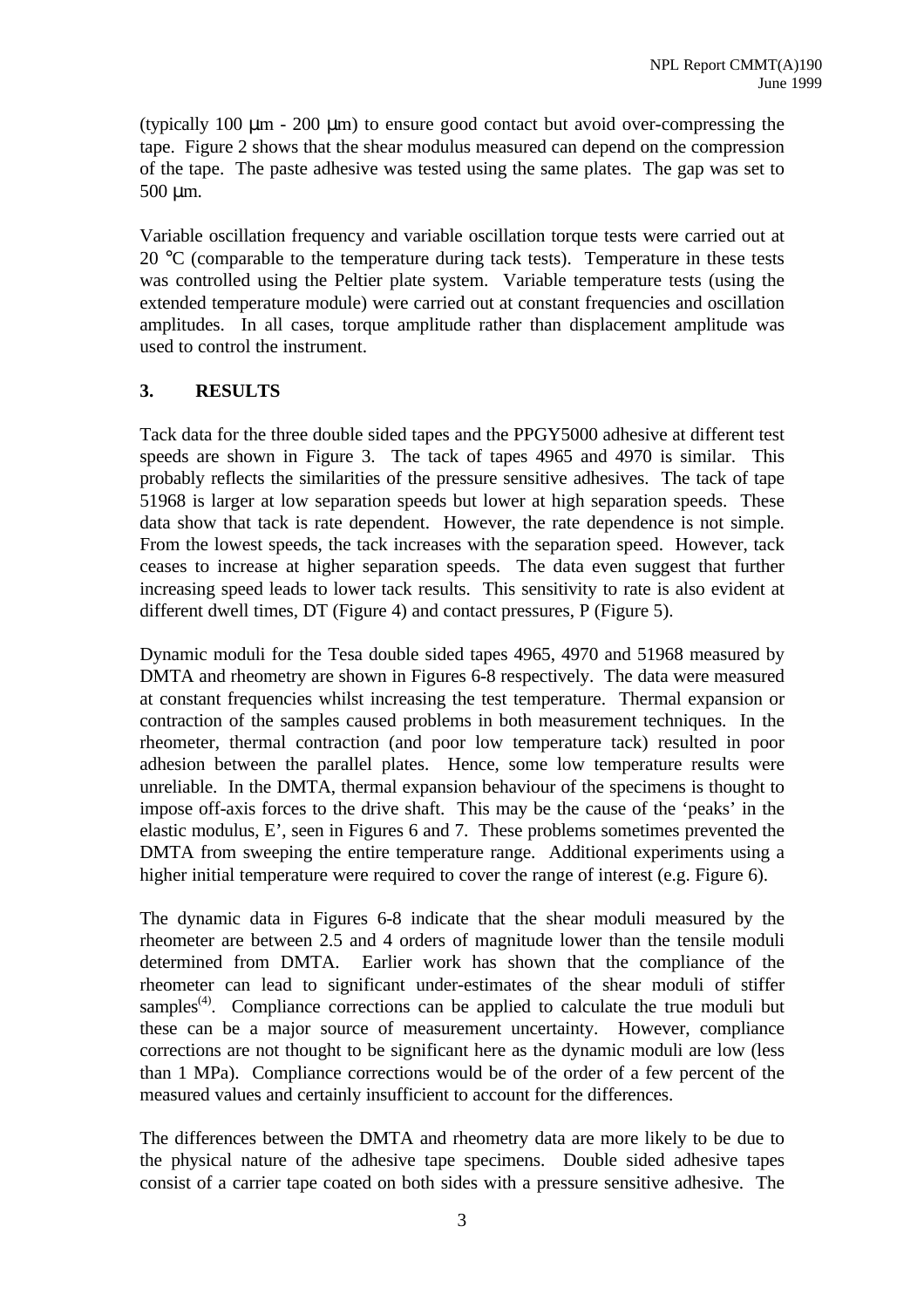(typically 100 μm - 200 μm) to ensure good contact but avoid over-compressing the tape. Figure 2 shows that the shear modulus measured can depend on the compression of the tape. The paste adhesive was tested using the same plates. The gap was set to 500 μm.

Variable oscillation frequency and variable oscillation torque tests were carried out at 20 °C (comparable to the temperature during tack tests). Temperature in these tests was controlled using the Peltier plate system. Variable temperature tests (using the extended temperature module) were carried out at constant frequencies and oscillation amplitudes. In all cases, torque amplitude rather than displacement amplitude was used to control the instrument.

## 3. RESULTS

Tack data for the three double sided tapes and the PPGY5000 adhesive at different test speeds are shown in Figure 3. The tack of tapes 4965 and 4970 is similar. This probably reflects the similarities of the pressure sensitive adhesives. The tack of tape 51968 is larger at low separation speeds but lower at high separation speeds. These data show that tack is rate dependent. However, the rate dependence is not simple. From the lowest speeds, the tack increases with the separation speed. However, tack ceases to increase at higher separation speeds. The data even suggest that further increasing speed leads to lower tack results. This sensitivity to rate is also evident at different dwell times, DT (Figure 4) and contact pressures, P (Figure 5).

Dynamic moduli for the Tesa double sided tapes 4965, 4970 and 51968 measured by DMTA and rheometry are shown in Figures 6-8 respectively. The data were measured at constant frequencies whilst increasing the test temperature. Thermal expansion or contraction of the samples caused problems in both measurement techniques. In the rheometer, thermal contraction (and poor low temperature tack) resulted in poor adhesion between the parallel plates. Hence, some low temperature results were unreliable. In the DMTA, thermal expansion behaviour of the specimens is thought to impose off-axis forces to the drive shaft. This may be the cause of the 'peaks' in the elastic modulus, E', seen in Figures 6 and 7. These problems sometimes prevented the DMTA from sweeping the entire temperature range. Additional experiments using a higher initial temperature were required to cover the range of interest (e.g. Figure 6).

The dynamic data in Figures 6-8 indicate that the shear moduli measured by the rheometer are between 2.5 and 4 orders of magnitude lower than the tensile moduli determined from DMTA. Earlier work has shown that the compliance of the rheometer can lead to significant under-estimates of the shear moduli of stiffer samples[4]. Compliance corrections can be applied to calculate the true moduli but these can be a major source of measurement uncertainty. However, compliance corrections are not thought to be significant here as the dynamic moduli are low (less than 1 MPa). Compliance corrections would be of the order of a few percent of the measured values and certainly insufficient to account for the differences.

The differences between the DMTA and rheometry data are more likely to be due to the physical nature of the adhesive tape specimens. Double sided adhesive tapes consist of a carrier tape coated on both sides with a pressure sensitive adhesive. The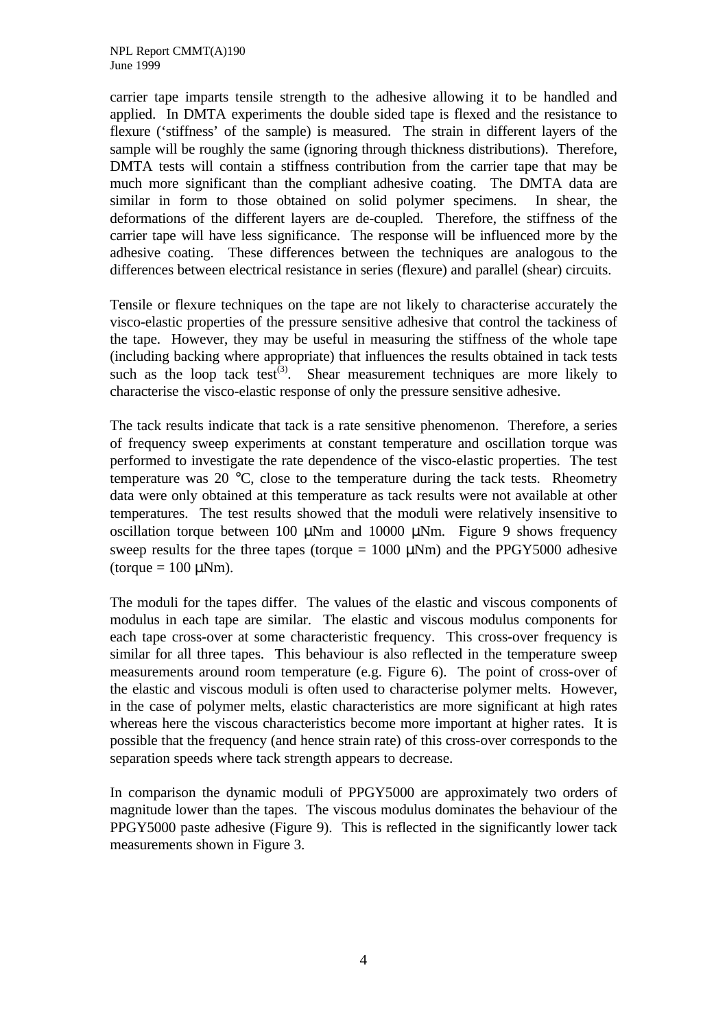carrier tape imparts tensile strength to the adhesive allowing it to be handled and applied. In DMTA experiments the double sided tape is flexed and the resistance to flexure ('stiffness' of the sample) is measured. The strain in different layers of the sample will be roughly the same (ignoring through thickness distributions). Therefore, DMTA tests will contain a stiffness contribution from the carrier tape that may be much more significant than the compliant adhesive coating. The DMTA data are similar in form to those obtained on solid polymer specimens. In shear, the deformations of the different layers are de-coupled. Therefore, the stiffness of the carrier tape will have less significance. The response will be influenced more by the adhesive coating. These differences between the techniques are analogous to the differences between electrical resistance in series (flexure) and parallel (shear) circuits.

Tensile or flexure techniques on the tape are not likely to characterise accurately the visco-elastic properties of the pressure sensitive adhesive that control the tackiness of the tape. However, they may be useful in measuring the stiffness of the whole tape (including backing where appropriate) that influences the results obtained in tack tests such as the loop tack test(3). Shear measurement techniques are more likely to characterise the visco-elastic response of only the pressure sensitive adhesive.

The tack results indicate that tack is a rate sensitive phenomenon. Therefore, a series of frequency sweep experiments at constant temperature and oscillation torque was performed to investigate the rate dependence of the visco-elastic properties. The test temperature was 20 °C, close to the temperature during the tack tests. Rheometry data were only obtained at this temperature as tack results were not available at other temperatures. The test results showed that the moduli were relatively insensitive to oscillation torque between 100 μNm and 10000 μNm. Figure 9 shows frequency sweep results for the three tapes (torque = 1000 μNm) and the PPGY5000 adhesive (torque = 100 μNm).

The moduli for the tapes differ. The values of the elastic and viscous components of modulus in each tape are similar. The elastic and viscous modulus components for each tape cross-over at some characteristic frequency. This cross-over frequency is similar for all three tapes. This behaviour is also reflected in the temperature sweep measurements around room temperature (e.g. Figure 6). The point of cross-over of the elastic and viscous moduli is often used to characterise polymer melts. However, in the case of polymer melts, elastic characteristics are more significant at high rates whereas here the viscous characteristics become more important at higher rates. It is possible that the frequency (and hence strain rate) of this cross-over corresponds to the separation speeds where tack strength appears to decrease.

In comparison the dynamic moduli of PPGY5000 are approximately two orders of magnitude lower than the tapes. The viscous modulus dominates the behaviour of the PPGY5000 paste adhesive (Figure 9). This is reflected in the significantly lower tack measurements shown in Figure 3.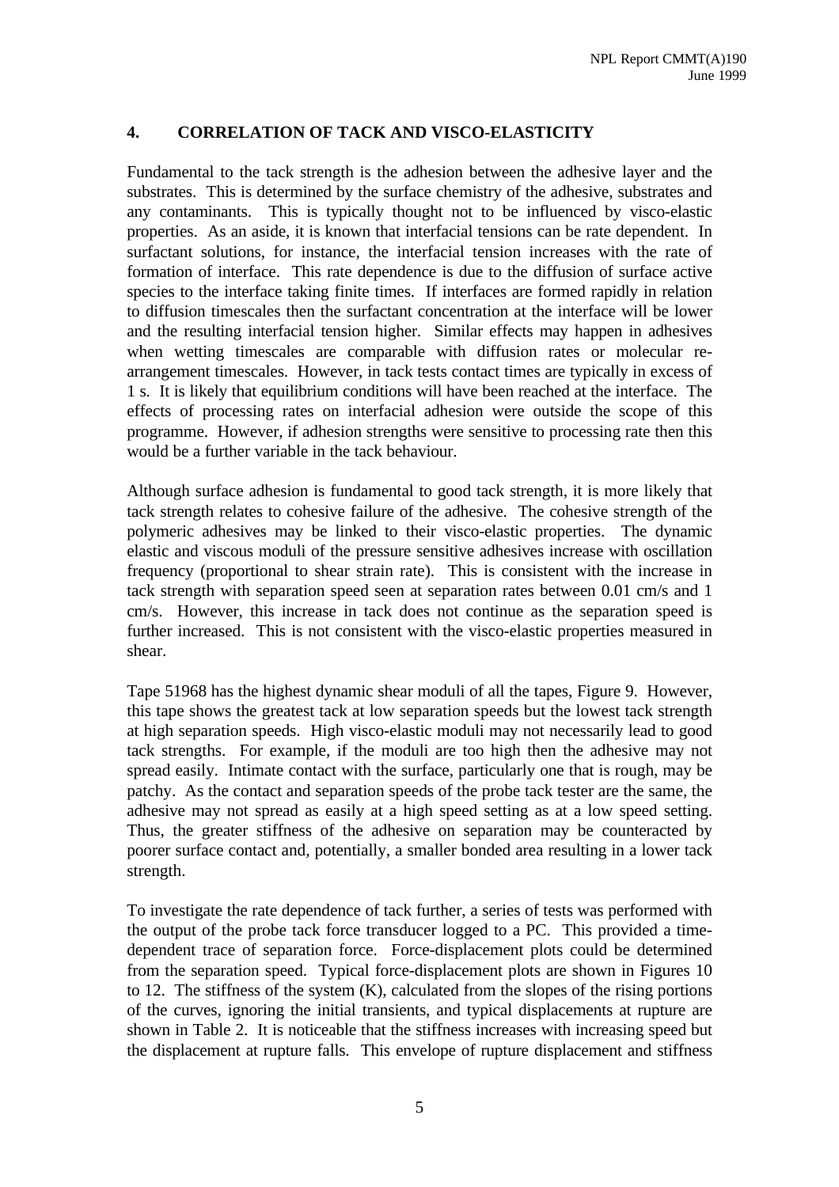## 4. CORRELATION OF TACK AND VISCO-ELASTICITY

Fundamental to the tack strength is the adhesion between the adhesive layer and the substrates. This is determined by the surface chemistry of the adhesive, substrates and any contaminants. This is typically thought not to be influenced by visco-elastic properties. As an aside, it is known that interfacial tensions can be rate dependent. In surfactant solutions, for instance, the interfacial tension increases with the rate of formation of interface. This rate dependence is due to the diffusion of surface active species to the interface taking finite times. If interfaces are formed rapidly in relation to diffusion timescales then the surfactant concentration at the interface will be lower and the resulting interfacial tension higher. Similar effects may happen in adhesives when wetting timescales are comparable with diffusion rates or molecular re-arrangement timescales. However, in tack tests contact times are typically in excess of 1 s. It is likely that equilibrium conditions will have been reached at the interface. The effects of processing rates on interfacial adhesion were outside the scope of this programme. However, if adhesion strengths were sensitive to processing rate then this would be a further variable in the tack behaviour.

Although surface adhesion is fundamental to good tack strength, it is more likely that tack strength relates to cohesive failure of the adhesive. The cohesive strength of the polymeric adhesives may be linked to their visco-elastic properties. The dynamic elastic and viscous moduli of the pressure sensitive adhesives increase with oscillation frequency (proportional to shear strain rate). This is consistent with the increase in tack strength with separation speed seen at separation rates between 0.01 cm/s and 1 cm/s. However, this increase in tack does not continue as the separation speed is further increased. This is not consistent with the visco-elastic properties measured in shear.

Tape 51968 has the highest dynamic shear moduli of all the tapes, Figure 9. However, this tape shows the greatest tack at low separation speeds but the lowest tack strength at high separation speeds. High visco-elastic moduli may not necessarily lead to good tack strengths. For example, if the moduli are too high then the adhesive may not spread easily. Intimate contact with the surface, particularly one that is rough, may be patchy. As the contact and separation speeds of the probe tack tester are the same, the adhesive may not spread as easily at a high speed setting as at a low speed setting. Thus, the greater stiffness of the adhesive on separation may be counteracted by poorer surface contact and, potentially, a smaller bonded area resulting in a lower tack strength.

To investigate the rate dependence of tack further, a series of tests was performed with the output of the probe tack force transducer logged to a PC. This provided a time-dependent trace of separation force. Force-displacement plots could be determined from the separation speed. Typical force-displacement plots are shown in Figures 10 to 12. The stiffness of the system (K), calculated from the slopes of the rising portions of the curves, ignoring the initial transients, and typical displacements at rupture are shown in Table 2. It is noticeable that the stiffness increases with increasing speed but the displacement at rupture falls. This envelope of rupture displacement and stiffness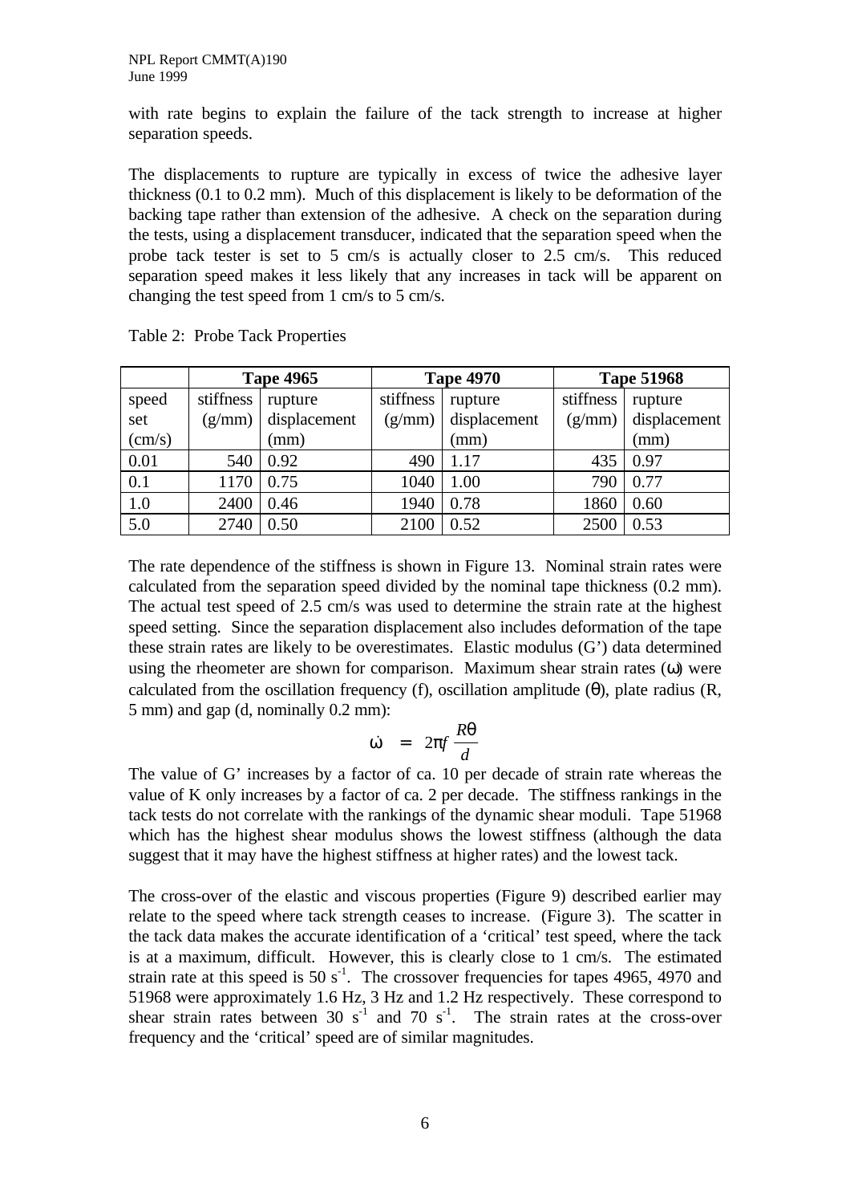with rate begins to explain the failure of the tack strength to increase at higher separation speeds.

The displacements to rupture are typically in excess of twice the adhesive layer thickness (0.1 to 0.2 mm). Much of this displacement is likely to be deformation of the backing tape rather than extension of the adhesive. A check on the separation during the tests, using a displacement transducer, indicated that the separation speed when the probe tack tester is set to 5 cm/s is actually closer to 2.5 cm/s. This reduced separation speed makes it less likely that any increases in tack will be apparent on changing the test speed from 1 cm/s to 5 cm/s.

Table 2: Probe Tack Properties

| | Tape 4965 | | Tape 4970 | | Tape 51968 | |
|---|---|---|---|---|---|---|
| speed set (cm/s) | stiffness (g/mm) | rupture displacement (mm) | stiffness (g/mm) | rupture displacement (mm) | stiffness (g/mm) | rupture displacement (mm) |
| 0.01 | 540 | 0.92 | 490 | 1.17 | 435 | 0.97 |
| 0.1 | 1170 | 0.75 | 1040 | 1.00 | 790 | 0.77 |
| 1.0 | 2400 | 0.46 | 1940 | 0.78 | 1860 | 0.60 |
| 5.0 | 2740 | 0.50 | 2100 | 0.52 | 2500 | 0.53 |

The rate dependence of the stiffness is shown in Figure 13. Nominal strain rates were calculated from the separation speed divided by the nominal tape thickness (0.2 mm). The actual test speed of 2.5 cm/s was used to determine the strain rate at the highest speed setting. Since the separation displacement also includes deformation of the tape these strain rates are likely to be overestimates. Elastic modulus (G') data determined using the rheometer are shown for comparison. Maximum shear strain rates ($\dot{\omega}$) were calculated from the oscillation frequency (f), oscillation amplitude ($\theta$), plate radius (R, 5 mm) and gap (d, nominally 0.2 mm):

$$\dot{\omega} = 2\pi f \frac{R\theta}{d}$$

The value of G' increases by a factor of ca. 10 per decade of strain rate whereas the value of K only increases by a factor of ca. 2 per decade. The stiffness rankings in the tack tests do not correlate with the rankings of the dynamic shear moduli. Tape 51968 which has the highest shear modulus shows the lowest stiffness (although the data suggest that it may have the highest stiffness at higher rates) and the lowest tack.

The cross-over of the elastic and viscous properties (Figure 9) described earlier may relate to the speed where tack strength ceases to increase. (Figure 3). The scatter in the tack data makes the accurate identification of a 'critical' test speed, where the tack is at a maximum, difficult. However, this is clearly close to 1 cm/s. The estimated strain rate at this speed is 50 $s^{-1}$. The crossover frequencies for tapes 4965, 4970 and 51968 were approximately 1.6 Hz, 3 Hz and 1.2 Hz respectively. These correspond to shear strain rates between 30 $s^{-1}$ and 70 $s^{-1}$. The strain rates at the cross-over frequency and the 'critical' speed are of similar magnitudes.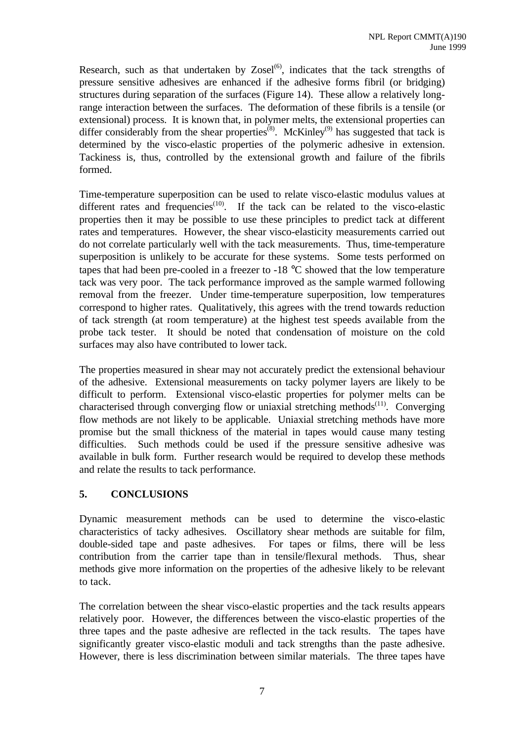Research, such as that undertaken by Zosel[6], indicates that the tack strengths of pressure sensitive adhesives are enhanced if the adhesive forms fibril (or bridging) structures during separation of the surfaces (Figure 14). These allow a relatively long-range interaction between the surfaces. The deformation of these fibrils is a tensile (or extensional) process. It is known that, in polymer melts, the extensional properties can differ considerably from the shear properties[8]. McKinley[9] has suggested that tack is determined by the visco-elastic properties of the polymeric adhesive in extension. Tackiness is, thus, controlled by the extensional growth and failure of the fibrils formed.

Time-temperature superposition can be used to relate visco-elastic modulus values at different rates and frequencies[10]. If the tack can be related to the visco-elastic properties then it may be possible to use these principles to predict tack at different rates and temperatures. However, the shear visco-elasticity measurements carried out do not correlate particularly well with the tack measurements. Thus, time-temperature superposition is unlikely to be accurate for these systems. Some tests performed on tapes that had been pre-cooled in a freezer to -18 °C showed that the low temperature tack was very poor. The tack performance improved as the sample warmed following removal from the freezer. Under time-temperature superposition, low temperatures correspond to higher rates. Qualitatively, this agrees with the trend towards reduction of tack strength (at room temperature) at the highest test speeds available from the probe tack tester. It should be noted that condensation of moisture on the cold surfaces may also have contributed to lower tack.

The properties measured in shear may not accurately predict the extensional behaviour of the adhesive. Extensional measurements on tacky polymer layers are likely to be difficult to perform. Extensional visco-elastic properties for polymer melts can be characterised through converging flow or uniaxial stretching methods[11]. Converging flow methods are not likely to be applicable. Uniaxial stretching methods have more promise but the small thickness of the material in tapes would cause many testing difficulties. Such methods could be used if the pressure sensitive adhesive was available in bulk form. Further research would be required to develop these methods and relate the results to tack performance.

## 5. CONCLUSIONS

Dynamic measurement methods can be used to determine the visco-elastic characteristics of tacky adhesives. Oscillatory shear methods are suitable for film, double-sided tape and paste adhesives. For tapes or films, there will be less contribution from the carrier tape than in tensile/flexural methods. Thus, shear methods give more information on the properties of the adhesive likely to be relevant to tack.

The correlation between the shear visco-elastic properties and the tack results appears relatively poor. However, the differences between the visco-elastic properties of the three tapes and the paste adhesive are reflected in the tack results. The tapes have significantly greater visco-elastic moduli and tack strengths than the paste adhesive. However, there is less discrimination between similar materials. The three tapes have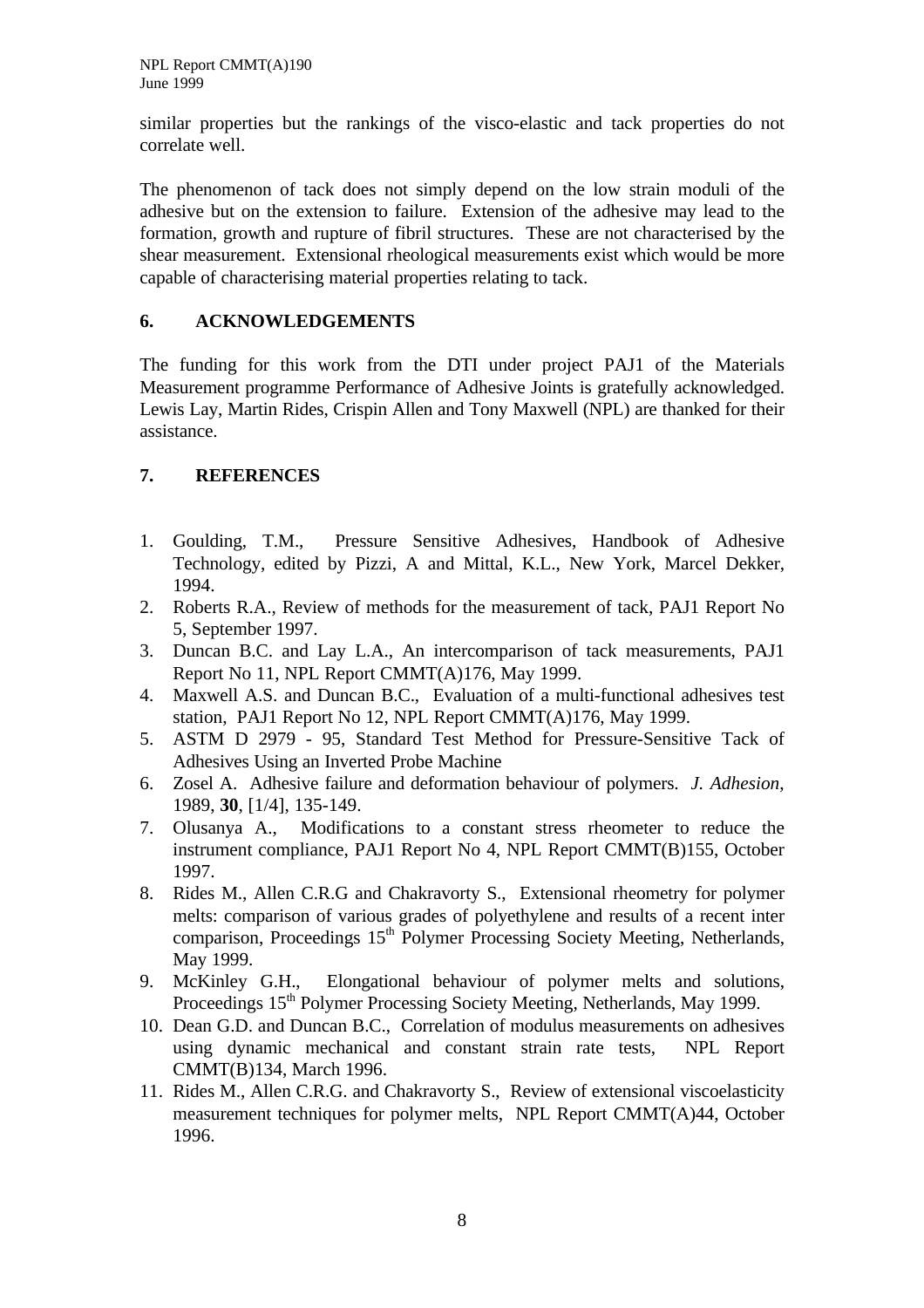similar properties but the rankings of the visco-elastic and tack properties do not correlate well.

The phenomenon of tack does not simply depend on the low strain moduli of the adhesive but on the extension to failure. Extension of the adhesive may lead to the formation, growth and rupture of fibril structures. These are not characterised by the shear measurement. Extensional rheological measurements exist which would be more capable of characterising material properties relating to tack.

## 6. ACKNOWLEDGEMENTS

The funding for this work from the DTI under project PAJ1 of the Materials Measurement programme Performance of Adhesive Joints is gratefully acknowledged. Lewis Lay, Martin Rides, Crispin Allen and Tony Maxwell (NPL) are thanked for their assistance.

## 7. REFERENCES

1. Goulding, T.M., Pressure Sensitive Adhesives, Handbook of Adhesive Technology, edited by Pizzi, A and Mittal, K.L., New York, Marcel Dekker, 1994.
2. Roberts R.A., Review of methods for the measurement of tack, PAJ1 Report No 5, September 1997.
3. Duncan B.C. and Lay L.A., An intercomparison of tack measurements, PAJ1 Report No 11, NPL Report CMMT(A)176, May 1999.
4. Maxwell A.S. and Duncan B.C., Evaluation of a multi-functional adhesives test station, PAJ1 Report No 12, NPL Report CMMT(A)176, May 1999.
5. ASTM D 2979 - 95, Standard Test Method for Pressure-Sensitive Tack of Adhesives Using an Inverted Probe Machine
6. Zosel A. Adhesive failure and deformation behaviour of polymers. *J. Adhesion*, 1989, **30**, [1/4], 135-149.
7. Olusanya A., Modifications to a constant stress rheometer to reduce the instrument compliance, PAJ1 Report No 4, NPL Report CMMT(B)155, October 1997.
8. Rides M., Allen C.R.G and Chakravorty S., Extensional rheometry for polymer melts: comparison of various grades of polyethylene and results of a recent inter comparison, Proceedings 15th Polymer Processing Society Meeting, Netherlands, May 1999.
9. McKinley G.H., Elongational behaviour of polymer melts and solutions, Proceedings 15th Polymer Processing Society Meeting, Netherlands, May 1999.
10. Dean G.D. and Duncan B.C., Correlation of modulus measurements on adhesives using dynamic mechanical and constant strain rate tests, NPL Report CMMT(B)134, March 1996.
11. Rides M., Allen C.R.G. and Chakravorty S., Review of extensional viscoelasticity measurement techniques for polymer melts, NPL Report CMMT(A)44, October 1996.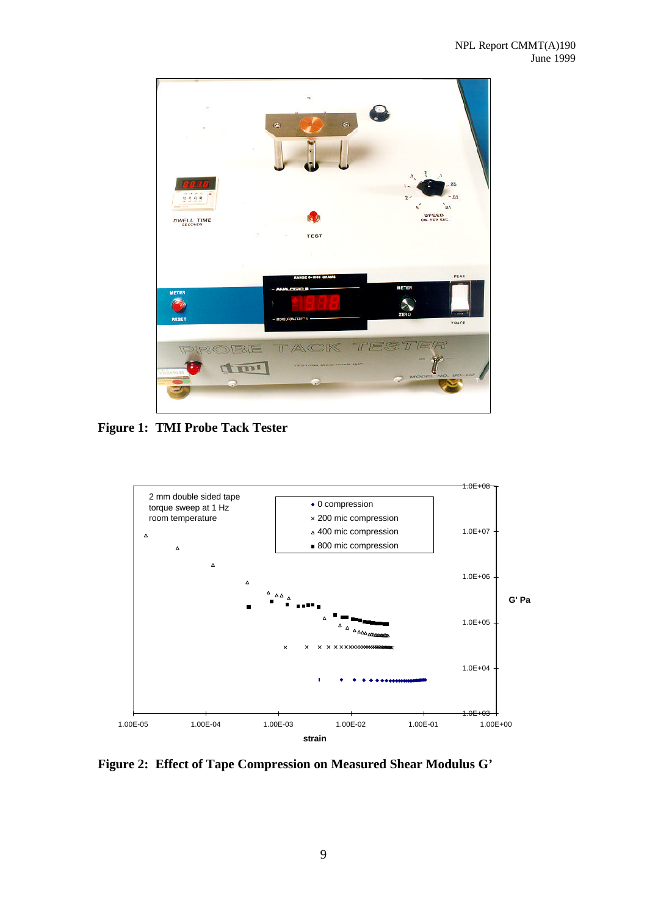**Figure 1: TMI Probe Tack Tester**

**Figure 2: Effect of Tape Compression on Measured Shear Modulus G'**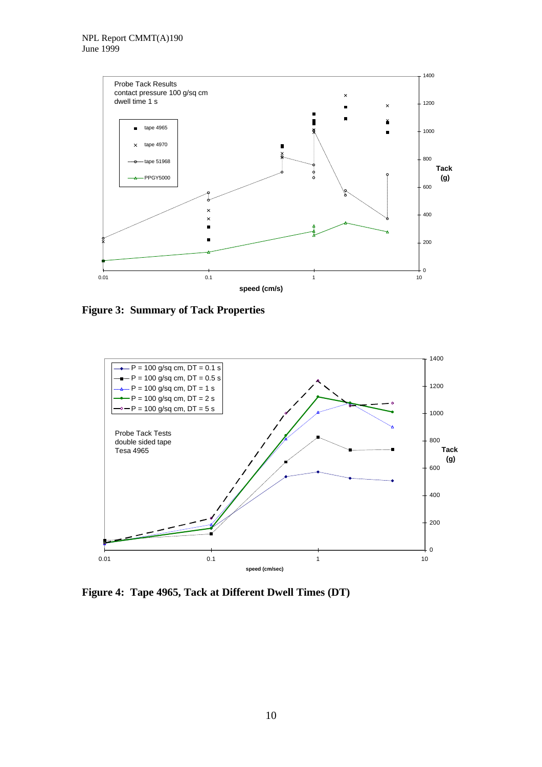**Figure 3: Summary of Tack Properties**

**Figure 4: Tape 4965, Tack at Different Dwell Times (DT)**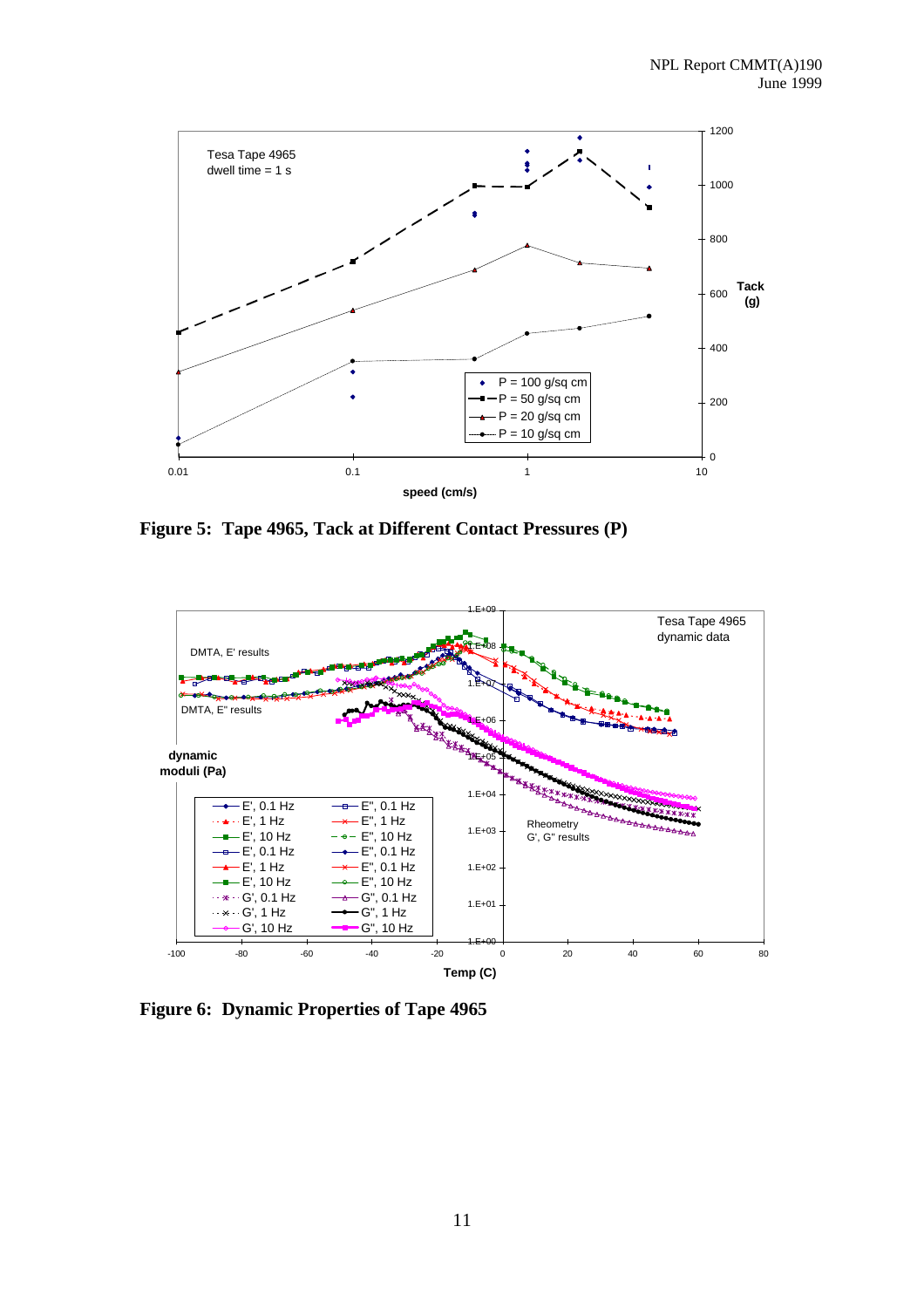**Figure 5: Tape 4965, Tack at Different Contact Pressures (P)**

**Figure 6: Dynamic Properties of Tape 4965**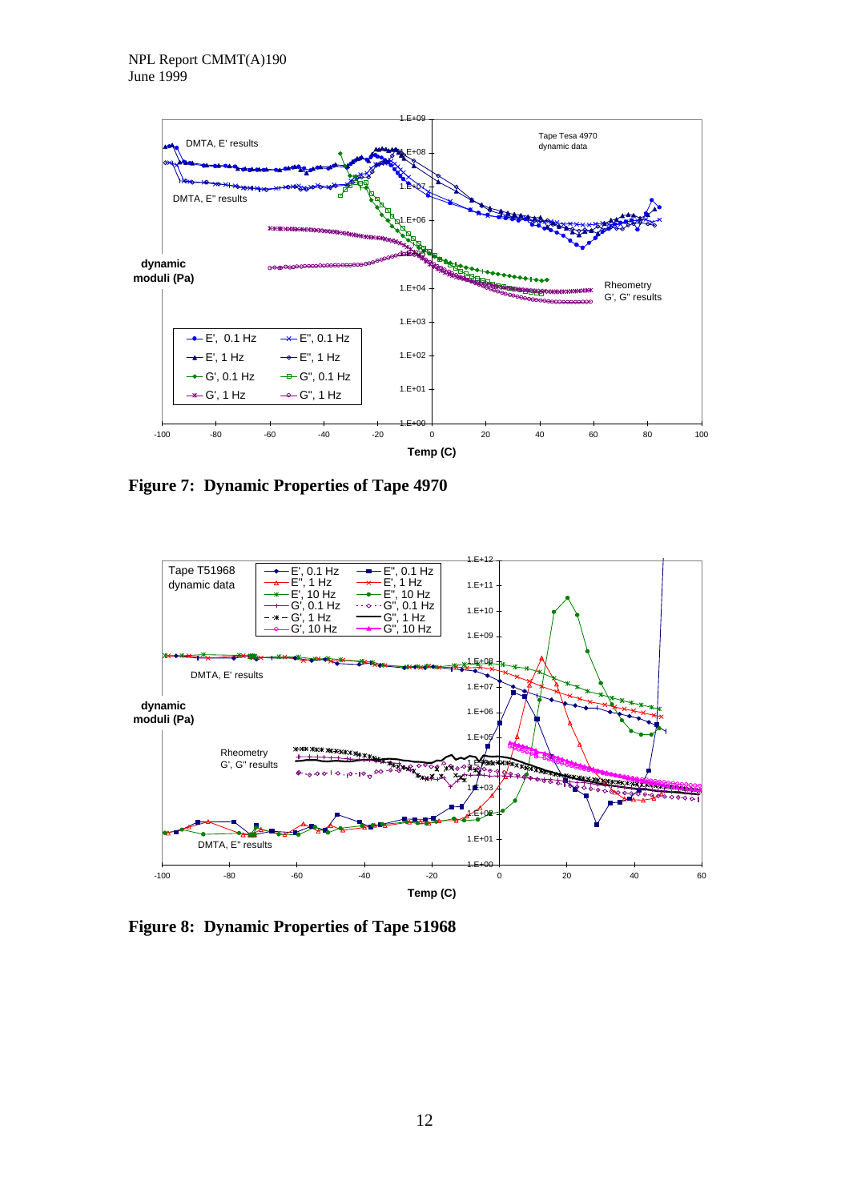**Figure 7: Dynamic Properties of Tape 4970**

**Figure 8: Dynamic Properties of Tape 51968**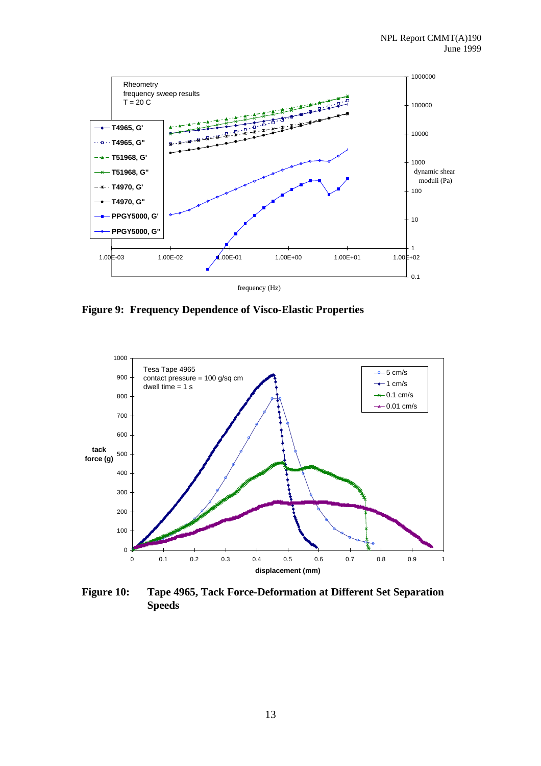**Figure 9: Frequency Dependence of Visco-Elastic Properties**

**Figure 10: Tape 4965, Tack Force-Deformation at Different Set Separation Speeds**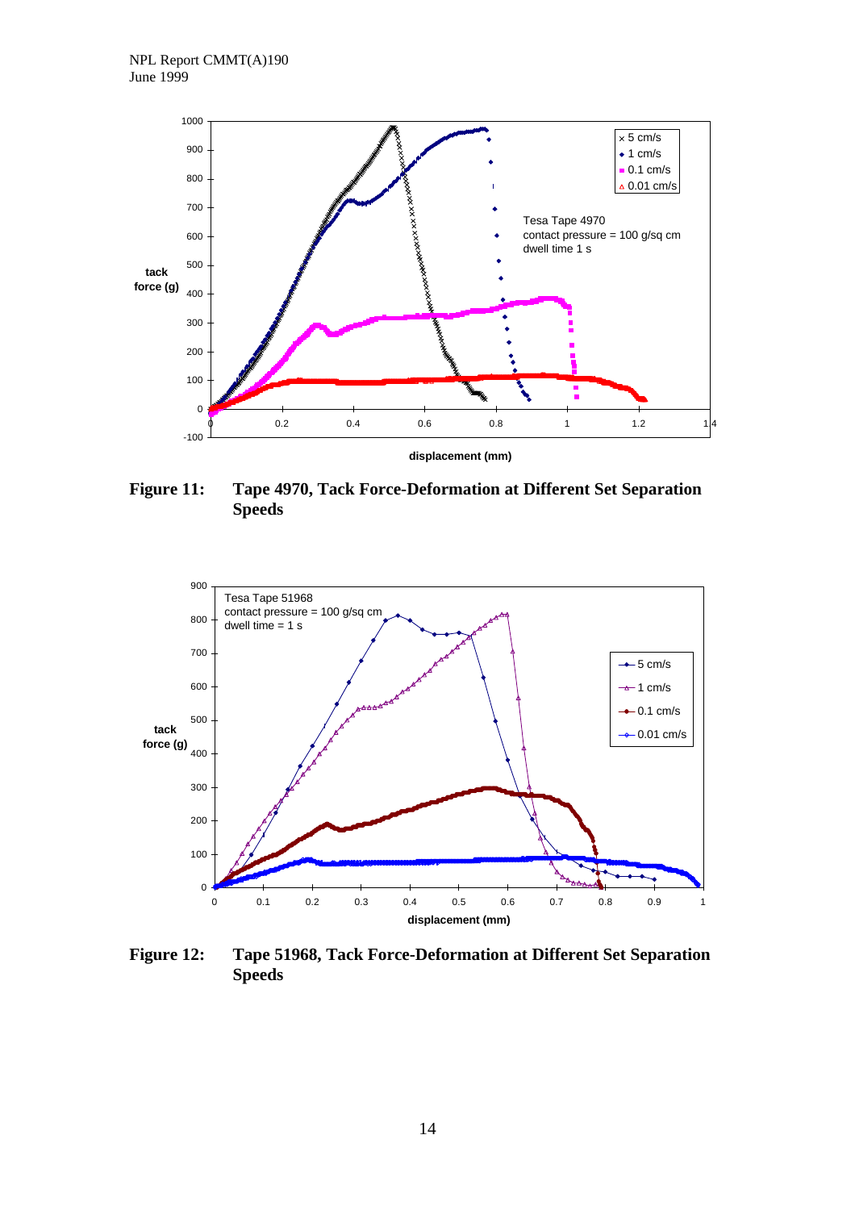**Figure 11: Tape 4970, Tack Force-Deformation at Different Set Separation Speeds**

**Figure 12: Tape 51968, Tack Force-Deformation at Different Set Separation Speeds**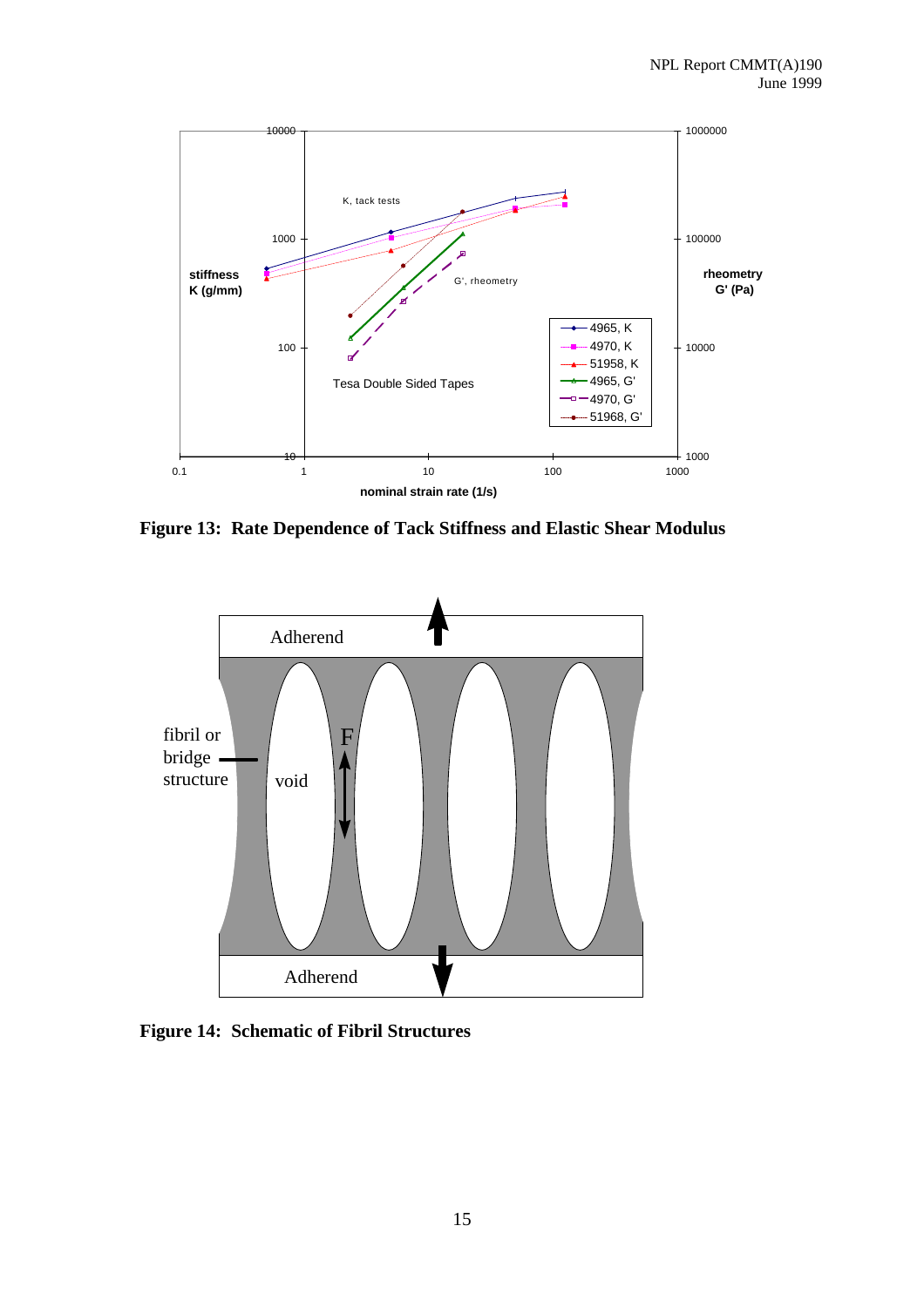10000

1000

100

10

stiffness
K (g/mm)

1000000

100000

10000

1000

rheometry
G' (Pa)

0.1

1

10

100

1000

nominal strain rate (1/s)

K, tack tests

G', rheometry

Tesa Double Sided Tapes

4965, K
4970, K
51958, K
4965, G'
4970, G'
51968, G'

**Figure 13: Rate Dependence of Tack Stiffness and Elastic Shear Modulus**

Adherend

fibril or
bridge
structure

void

F

Adherend

**Figure 14: Schematic of Fibril Structures**